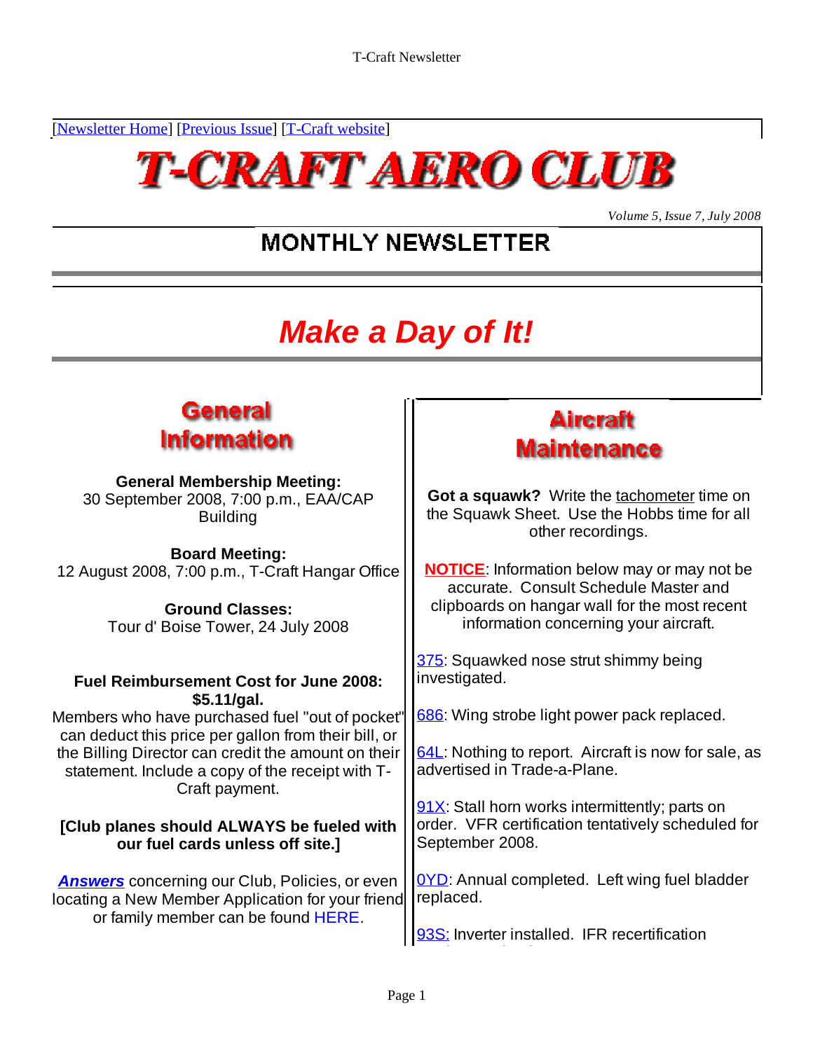[Newsletter Home] [Previous Issue] [T-Craft website]

# T-CRAFT AERO CLUB

*Volume 5, Issue 7, July 2008*

## MONTHLY NEWSLETTER

## *Make a Day of It!*

## General Information

**General Membership Meeting:**
30 September 2008, 7:00 p.m., EAA/CAP Building

**Board Meeting:**
12 August 2008, 7:00 p.m., T-Craft Hangar Office

**Ground Classes:**
Tour d' Boise Tower, 24 July 2008

**Fuel Reimbursement Cost for June 2008: $5.11/gal.**
Members who have purchased fuel "out of pocket" can deduct this price per gallon from their bill, or the Billing Director can credit the amount on their statement. Include a copy of the receipt with T-Craft payment.

**[Club planes should ALWAYS be fueled with our fuel cards unless off site.]**

***Answers*** concerning our Club, Policies, or even locating a New Member Application for your friend or family member can be found HERE.

## Aircraft Maintenance

**Got a squawk?** Write the tachometer time on the Squawk Sheet. Use the Hobbs time for all other recordings.

**NOTICE**: Information below may or may not be accurate. Consult Schedule Master and clipboards on hangar wall for the most recent information concerning your aircraft.

375: Squawked nose strut shimmy being investigated.

686: Wing strobe light power pack replaced.

64L: Nothing to report. Aircraft is now for sale, as advertised in Trade-a-Plane.

91X: Stall horn works intermittently; parts on order. VFR certification tentatively scheduled for September 2008.

0YD: Annual completed. Left wing fuel bladder replaced.

93S: Inverter installed. IFR recertification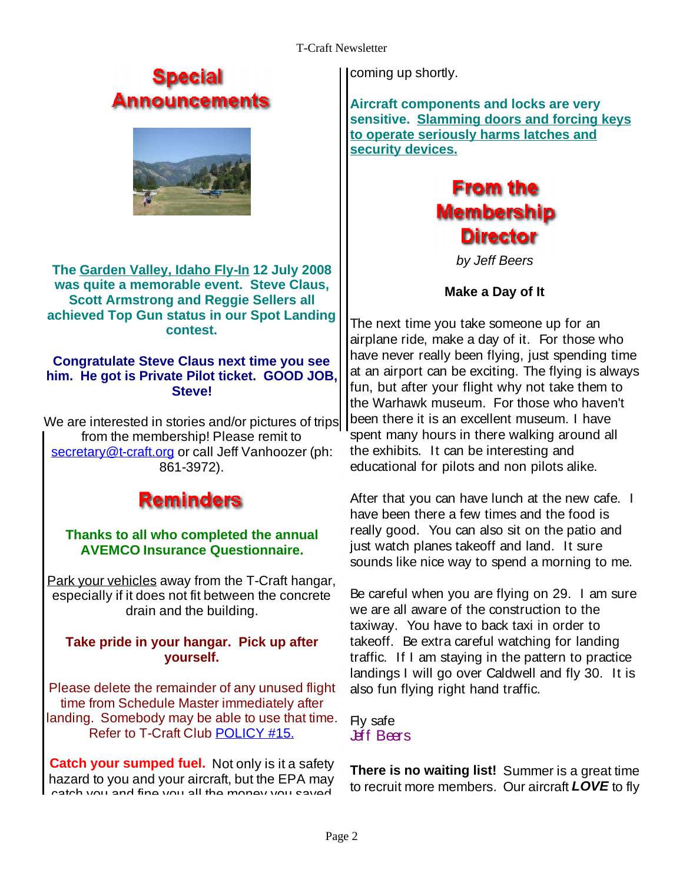## Special Announcements

**The Garden Valley, Idaho Fly-In 12 July 2008 was quite a memorable event. Steve Claus, Scott Armstrong and Reggie Sellers all achieved Top Gun status in our Spot Landing contest.**

**Congratulate Steve Claus next time you see him. He got is Private Pilot ticket. GOOD JOB, Steve!**

We are interested in stories and/or pictures of trips from the membership! Please remit to secretary@t-craft.org or call Jeff Vanhoozer (ph: 861-3972).

## Reminders

**Thanks to all who completed the annual AVEMCO Insurance Questionnaire.**

Park your vehicles away from the T-Craft hangar, especially if it does not fit between the concrete drain and the building.

**Take pride in your hangar. Pick up after yourself.**

Please delete the remainder of any unused flight time from Schedule Master immediately after landing. Somebody may be able to use that time. Refer to T-Craft Club POLICY #15.

**Catch your sumped fuel.** Not only is it a safety hazard to you and your aircraft, but the EPA may catch you and fine you all the money you saved coming up shortly.

**Aircraft components and locks are very sensitive. Slamming doors and forcing keys to operate seriously harms latches and security devices.**

## From the Membership Director

*by Jeff Beers*

**Make a Day of It**

The next time you take someone up for an airplane ride, make a day of it. For those who have never really been flying, just spending time at an airport can be exciting. The flying is always fun, but after your flight why not take them to the Warhawk museum. For those who haven't been there it is an excellent museum. I have spent many hours in there walking around all the exhibits. It can be interesting and educational for pilots and non pilots alike.

After that you can have lunch at the new cafe. I have been there a few times and the food is really good. You can also sit on the patio and just watch planes takeoff and land. It sure sounds like nice way to spend a morning to me.

Be careful when you are flying on 29. I am sure we are all aware of the construction to the taxiway. You have to back taxi in order to takeoff. Be extra careful watching for landing traffic. If I am staying in the pattern to practice landings I will go over Caldwell and fly 30. It is also fun flying right hand traffic.

Fly safe
Jeff Beers

**There is no waiting list!** Summer is a great time to recruit more members. Our aircraft ***LOVE*** to fly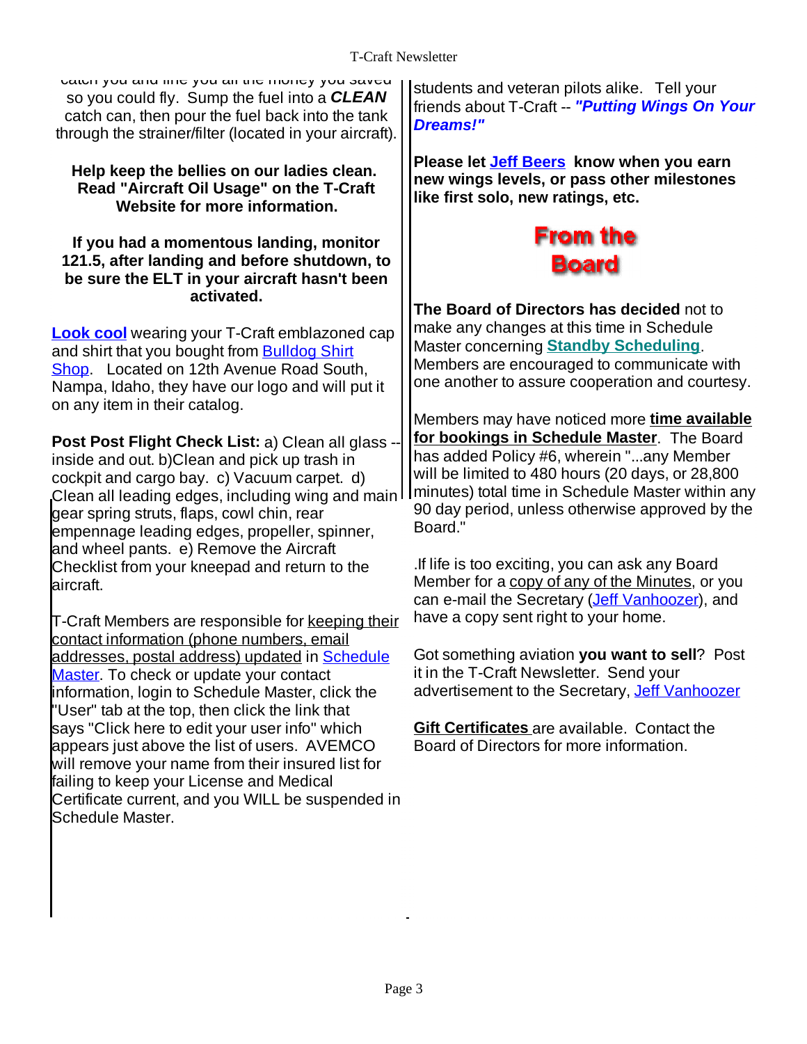catch you and fine you all the money you saved so you could fly. Sump the fuel into a ***CLEAN*** catch can, then pour the fuel back into the tank through the strainer/filter (located in your aircraft).

**Help keep the bellies on our ladies clean. Read "Aircraft Oil Usage" on the T-Craft Website for more information.**

**If you had a momentous landing, monitor 121.5, after landing and before shutdown, to be sure the ELT in your aircraft hasn't been activated.**

**Look cool** wearing your T-Craft emblazoned cap and shirt that you bought from Bulldog Shirt Shop. Located on 12th Avenue Road South, Nampa, Idaho, they have our logo and will put it on any item in their catalog.

**Post Post Flight Check List:** a) Clean all glass -- inside and out. b)Clean and pick up trash in cockpit and cargo bay. c) Vacuum carpet. d) Clean all leading edges, including wing and main gear spring struts, flaps, cowl chin, rear empennage leading edges, propeller, spinner, and wheel pants. e) Remove the Aircraft Checklist from your kneepad and return to the aircraft.

T-Craft Members are responsible for keeping their contact information (phone numbers, email addresses, postal address) updated in Schedule Master. To check or update your contact information, login to Schedule Master, click the "User" tab at the top, then click the link that says "Click here to edit your user info" which appears just above the list of users. AVEMCO will remove your name from their insured list for failing to keep your License and Medical Certificate current, and you WILL be suspended in Schedule Master.

students and veteran pilots alike. Tell your friends about T-Craft -- ***"Putting Wings On Your Dreams!"***

**Please let Jeff Beers know when you earn new wings levels, or pass other milestones like first solo, new ratings, etc.**

## From the Board

**The Board of Directors has decided** not to make any changes at this time in Schedule Master concerning **Standby Scheduling**. Members are encouraged to communicate with one another to assure cooperation and courtesy.

Members may have noticed more **time available for bookings in Schedule Master**. The Board has added Policy #6, wherein "...any Member will be limited to 480 hours (20 days, or 28,800 minutes) total time in Schedule Master within any 90 day period, unless otherwise approved by the Board."

.If life is too exciting, you can ask any Board Member for a copy of any of the Minutes, or you can e-mail the Secretary (Jeff Vanhoozer), and have a copy sent right to your home.

Got something aviation **you want to sell**? Post it in the T-Craft Newsletter. Send your advertisement to the Secretary, Jeff Vanhoozer

**Gift Certificates** are available. Contact the Board of Directors for more information.